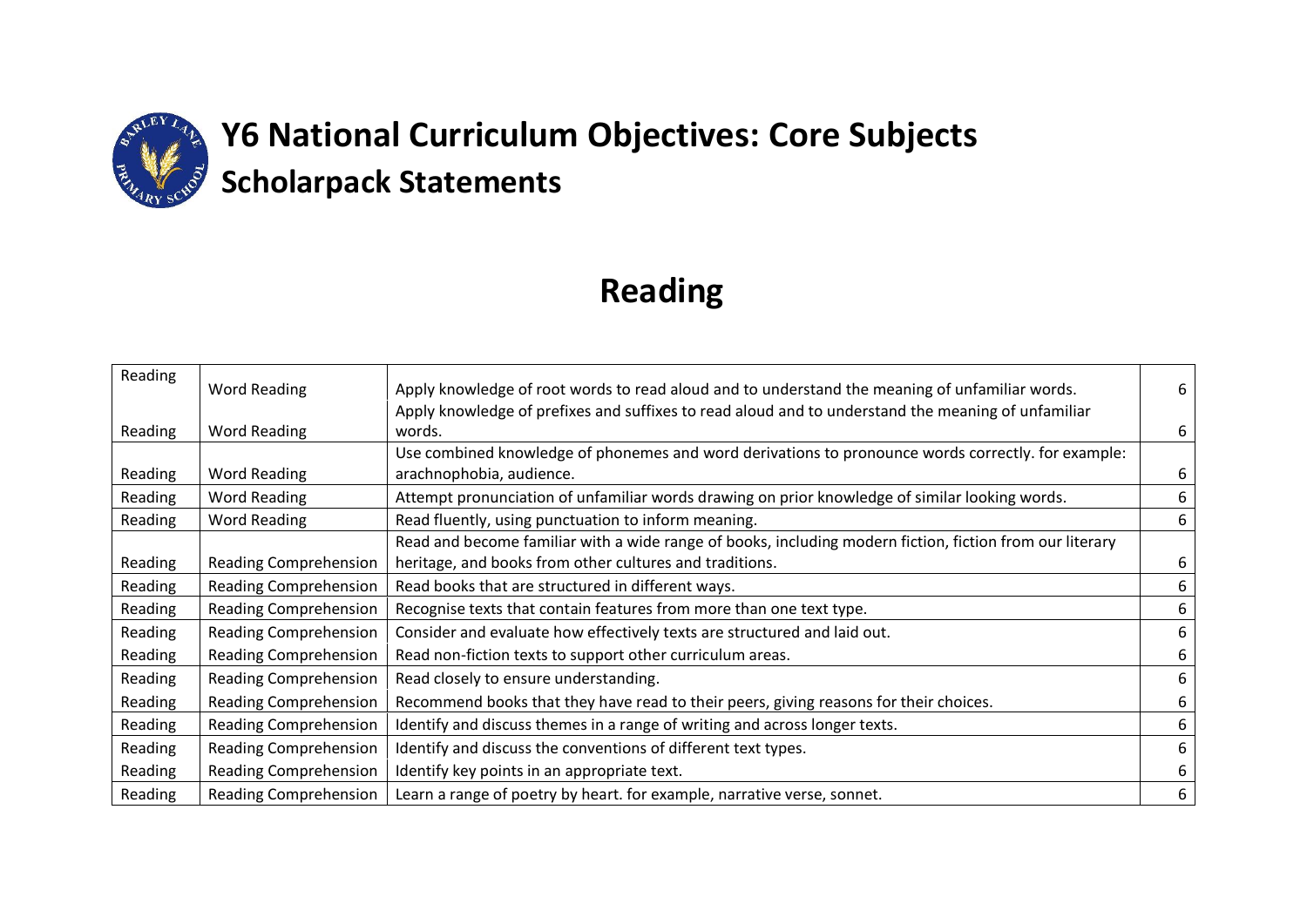# Y6 National Curriculum Objectives: Core Subjects

## Scholarpack Statements

## Reading

| | | | |
|---|---|---|---|
| Reading | Word Reading | Apply knowledge of root words to read aloud and to understand the meaning of unfamiliar words. | 6 |
| Reading | Word Reading | Apply knowledge of prefixes and suffixes to read aloud and to understand the meaning of unfamiliar words. | 6 |
| Reading | Word Reading | Use combined knowledge of phonemes and word derivations to pronounce words correctly. for example: arachnophobia, audience. | 6 |
| Reading | Word Reading | Attempt pronunciation of unfamiliar words drawing on prior knowledge of similar looking words. | 6 |
| Reading | Word Reading | Read fluently, using punctuation to inform meaning. | 6 |
| Reading | Reading Comprehension | Read and become familiar with a wide range of books, including modern fiction, fiction from our literary heritage, and books from other cultures and traditions. | 6 |
| Reading | Reading Comprehension | Read books that are structured in different ways. | 6 |
| Reading | Reading Comprehension | Recognise texts that contain features from more than one text type. | 6 |
| Reading | Reading Comprehension | Consider and evaluate how effectively texts are structured and laid out. | 6 |
| Reading | Reading Comprehension | Read non-fiction texts to support other curriculum areas. | 6 |
| Reading | Reading Comprehension | Read closely to ensure understanding. | 6 |
| Reading | Reading Comprehension | Recommend books that they have read to their peers, giving reasons for their choices. | 6 |
| Reading | Reading Comprehension | Identify and discuss themes in a range of writing and across longer texts. | 6 |
| Reading | Reading Comprehension | Identify and discuss the conventions of different text types. | 6 |
| Reading | Reading Comprehension | Identify key points in an appropriate text. | 6 |
| Reading | Reading Comprehension | Learn a range of poetry by heart. for example, narrative verse, sonnet. | 6 |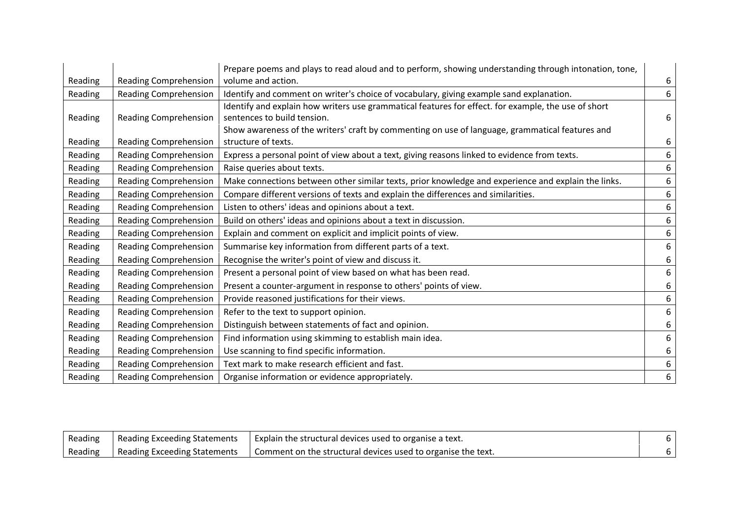| | | | |
|---|---|---|---|
| Reading | Reading Comprehension | Prepare poems and plays to read aloud and to perform, showing understanding through intonation, tone, volume and action. | 6 |
| Reading | Reading Comprehension | Identify and comment on writer's choice of vocabulary, giving example sand explanation. | 6 |
| Reading | Reading Comprehension | Identify and explain how writers use grammatical features for effect. for example, the use of short sentences to build tension. | 6 |
| Reading | Reading Comprehension | Show awareness of the writers' craft by commenting on use of language, grammatical features and structure of texts. | 6 |
| Reading | Reading Comprehension | Express a personal point of view about a text, giving reasons linked to evidence from texts. | 6 |
| Reading | Reading Comprehension | Raise queries about texts. | 6 |
| Reading | Reading Comprehension | Make connections between other similar texts, prior knowledge and experience and explain the links. | 6 |
| Reading | Reading Comprehension | Compare different versions of texts and explain the differences and similarities. | 6 |
| Reading | Reading Comprehension | Listen to others' ideas and opinions about a text. | 6 |
| Reading | Reading Comprehension | Build on others' ideas and opinions about a text in discussion. | 6 |
| Reading | Reading Comprehension | Explain and comment on explicit and implicit points of view. | 6 |
| Reading | Reading Comprehension | Summarise key information from different parts of a text. | 6 |
| Reading | Reading Comprehension | Recognise the writer's point of view and discuss it. | 6 |
| Reading | Reading Comprehension | Present a personal point of view based on what has been read. | 6 |
| Reading | Reading Comprehension | Present a counter-argument in response to others' points of view. | 6 |
| Reading | Reading Comprehension | Provide reasoned justifications for their views. | 6 |
| Reading | Reading Comprehension | Refer to the text to support opinion. | 6 |
| Reading | Reading Comprehension | Distinguish between statements of fact and opinion. | 6 |
| Reading | Reading Comprehension | Find information using skimming to establish main idea. | 6 |
| Reading | Reading Comprehension | Use scanning to find specific information. | 6 |
| Reading | Reading Comprehension | Text mark to make research efficient and fast. | 6 |
| Reading | Reading Comprehension | Organise information or evidence appropriately. | 6 |

| | | | |
|---|---|---|---|
| Reading | Reading Exceeding Statements | Explain the structural devices used to organise a text. | 6 |
| Reading | Reading Exceeding Statements | Comment on the structural devices used to organise the text. | 6 |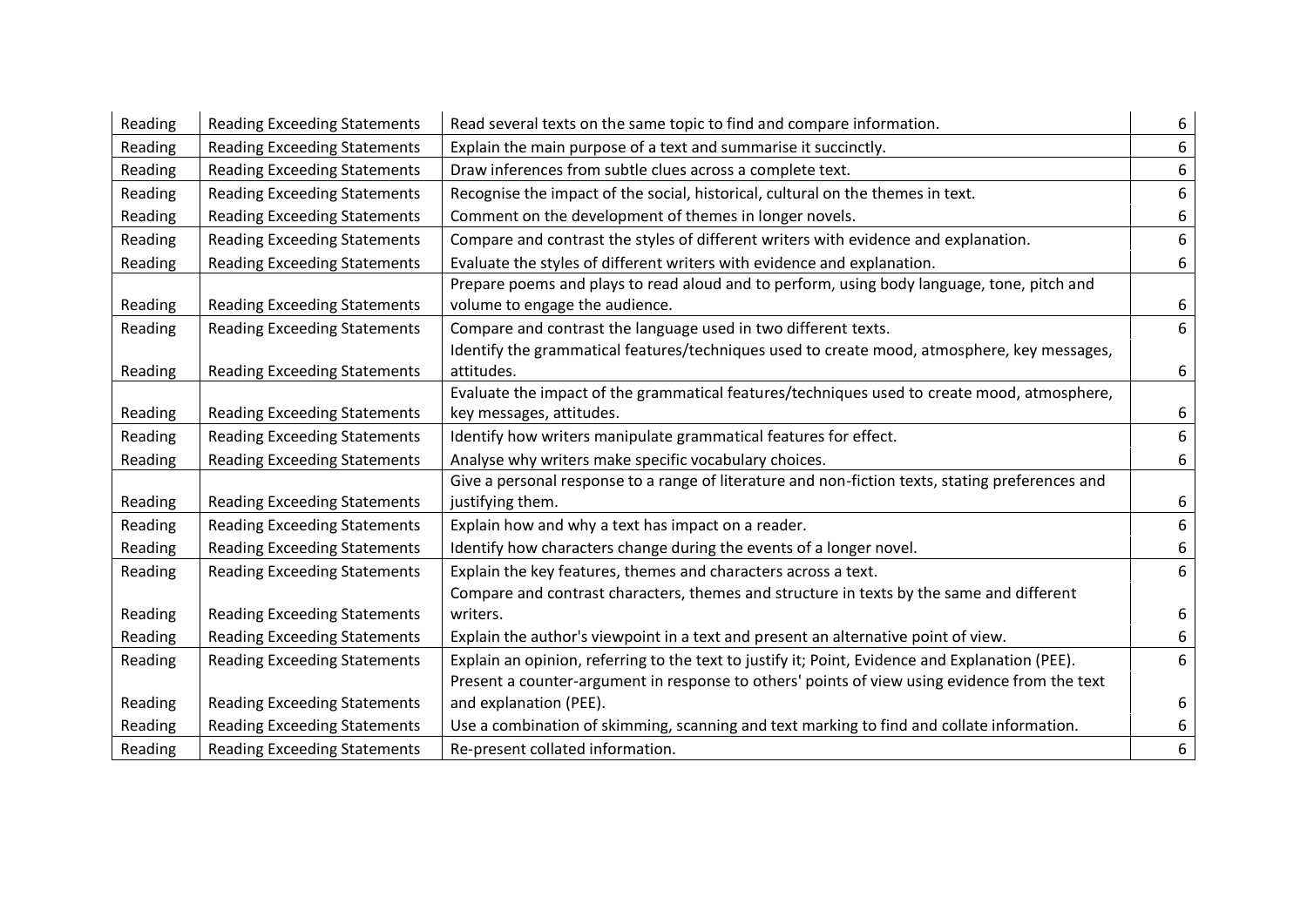| | | | |
|---|---|---|---|
| Reading | Reading Exceeding Statements | Read several texts on the same topic to find and compare information. | 6 |
| Reading | Reading Exceeding Statements | Explain the main purpose of a text and summarise it succinctly. | 6 |
| Reading | Reading Exceeding Statements | Draw inferences from subtle clues across a complete text. | 6 |
| Reading | Reading Exceeding Statements | Recognise the impact of the social, historical, cultural on the themes in text. | 6 |
| Reading | Reading Exceeding Statements | Comment on the development of themes in longer novels. | 6 |
| Reading | Reading Exceeding Statements | Compare and contrast the styles of different writers with evidence and explanation. | 6 |
| Reading | Reading Exceeding Statements | Evaluate the styles of different writers with evidence and explanation. | 6 |
| Reading | Reading Exceeding Statements | Prepare poems and plays to read aloud and to perform, using body language, tone, pitch and volume to engage the audience. | 6 |
| Reading | Reading Exceeding Statements | Compare and contrast the language used in two different texts. | 6 |
| Reading | Reading Exceeding Statements | Identify the grammatical features/techniques used to create mood, atmosphere, key messages, attitudes. | 6 |
| Reading | Reading Exceeding Statements | Evaluate the impact of the grammatical features/techniques used to create mood, atmosphere, key messages, attitudes. | 6 |
| Reading | Reading Exceeding Statements | Identify how writers manipulate grammatical features for effect. | 6 |
| Reading | Reading Exceeding Statements | Analyse why writers make specific vocabulary choices. | 6 |
| Reading | Reading Exceeding Statements | Give a personal response to a range of literature and non-fiction texts, stating preferences and justifying them. | 6 |
| Reading | Reading Exceeding Statements | Explain how and why a text has impact on a reader. | 6 |
| Reading | Reading Exceeding Statements | Identify how characters change during the events of a longer novel. | 6 |
| Reading | Reading Exceeding Statements | Explain the key features, themes and characters across a text. | 6 |
| Reading | Reading Exceeding Statements | Compare and contrast characters, themes and structure in texts by the same and different writers. | 6 |
| Reading | Reading Exceeding Statements | Explain the author's viewpoint in a text and present an alternative point of view. | 6 |
| Reading | Reading Exceeding Statements | Explain an opinion, referring to the text to justify it; Point, Evidence and Explanation (PEE). | 6 |
| Reading | Reading Exceeding Statements | Present a counter-argument in response to others' points of view using evidence from the text and explanation (PEE). | 6 |
| Reading | Reading Exceeding Statements | Use a combination of skimming, scanning and text marking to find and collate information. | 6 |
| Reading | Reading Exceeding Statements | Re-present collated information. | 6 |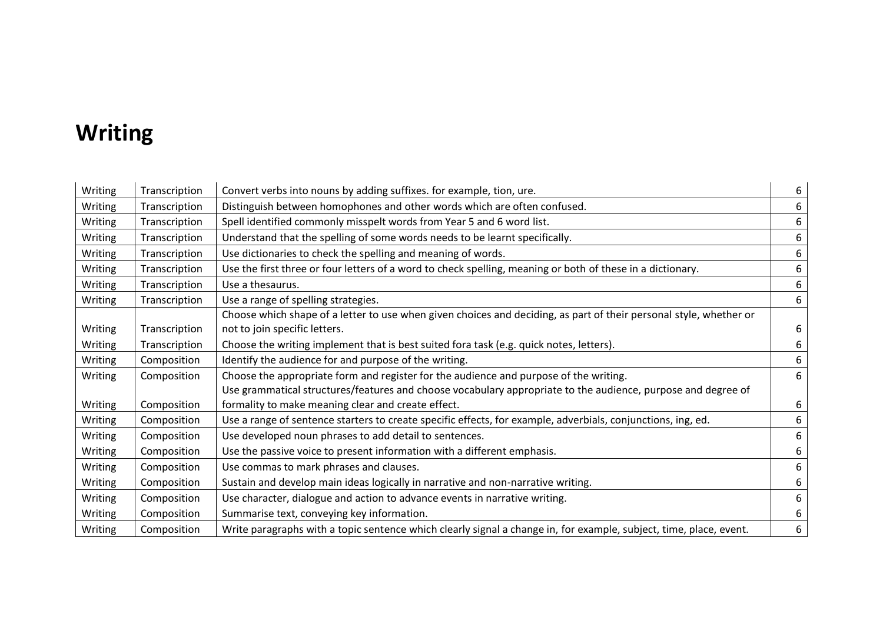# Writing

| | | | |
|---|---|---|---|
| Writing | Transcription | Convert verbs into nouns by adding suffixes. for example, tion, ure. | 6 |
| Writing | Transcription | Distinguish between homophones and other words which are often confused. | 6 |
| Writing | Transcription | Spell identified commonly misspelt words from Year 5 and 6 word list. | 6 |
| Writing | Transcription | Understand that the spelling of some words needs to be learnt specifically. | 6 |
| Writing | Transcription | Use dictionaries to check the spelling and meaning of words. | 6 |
| Writing | Transcription | Use the first three or four letters of a word to check spelling, meaning or both of these in a dictionary. | 6 |
| Writing | Transcription | Use a thesaurus. | 6 |
| Writing | Transcription | Use a range of spelling strategies. | 6 |
| Writing | Transcription | Choose which shape of a letter to use when given choices and deciding, as part of their personal style, whether or not to join specific letters. | 6 |
| Writing | Transcription | Choose the writing implement that is best suited fora task (e.g. quick notes, letters). | 6 |
| Writing | Composition | Identify the audience for and purpose of the writing. | 6 |
| Writing | Composition | Choose the appropriate form and register for the audience and purpose of the writing. | 6 |
| Writing | Composition | Use grammatical structures/features and choose vocabulary appropriate to the audience, purpose and degree of formality to make meaning clear and create effect. | 6 |
| Writing | Composition | Use a range of sentence starters to create specific effects, for example, adverbials, conjunctions, ing, ed. | 6 |
| Writing | Composition | Use developed noun phrases to add detail to sentences. | 6 |
| Writing | Composition | Use the passive voice to present information with a different emphasis. | 6 |
| Writing | Composition | Use commas to mark phrases and clauses. | 6 |
| Writing | Composition | Sustain and develop main ideas logically in narrative and non-narrative writing. | 6 |
| Writing | Composition | Use character, dialogue and action to advance events in narrative writing. | 6 |
| Writing | Composition | Summarise text, conveying key information. | 6 |
| Writing | Composition | Write paragraphs with a topic sentence which clearly signal a change in, for example, subject, time, place, event. | 6 |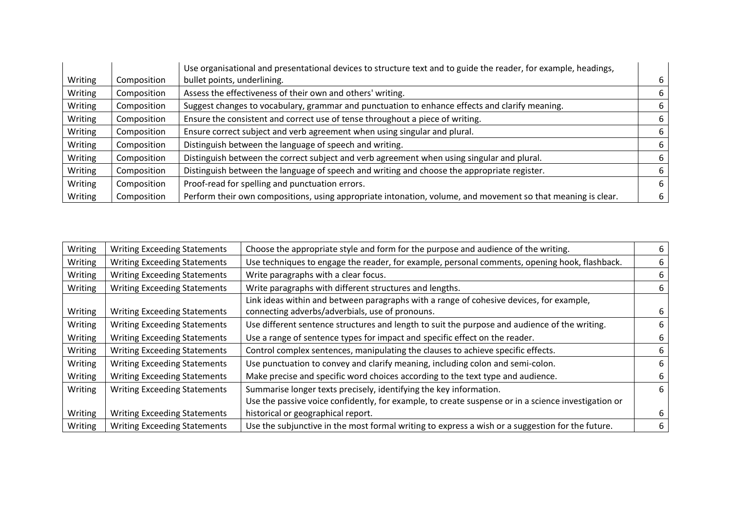| | | | |
|---|---|---|---|
| Writing | Composition | Use organisational and presentational devices to structure text and to guide the reader, for example, headings, bullet points, underlining. | 6 |
| Writing | Composition | Assess the effectiveness of their own and others' writing. | 6 |
| Writing | Composition | Suggest changes to vocabulary, grammar and punctuation to enhance effects and clarify meaning. | 6 |
| Writing | Composition | Ensure the consistent and correct use of tense throughout a piece of writing. | 6 |
| Writing | Composition | Ensure correct subject and verb agreement when using singular and plural. | 6 |
| Writing | Composition | Distinguish between the language of speech and writing. | 6 |
| Writing | Composition | Distinguish between the correct subject and verb agreement when using singular and plural. | 6 |
| Writing | Composition | Distinguish between the language of speech and writing and choose the appropriate register. | 6 |
| Writing | Composition | Proof-read for spelling and punctuation errors. | 6 |
| Writing | Composition | Perform their own compositions, using appropriate intonation, volume, and movement so that meaning is clear. | 6 |

| | | | |
|---|---|---|---|
| Writing | Writing Exceeding Statements | Choose the appropriate style and form for the purpose and audience of the writing. | 6 |
| Writing | Writing Exceeding Statements | Use techniques to engage the reader, for example, personal comments, opening hook, flashback. | 6 |
| Writing | Writing Exceeding Statements | Write paragraphs with a clear focus. | 6 |
| Writing | Writing Exceeding Statements | Write paragraphs with different structures and lengths. | 6 |
| Writing | Writing Exceeding Statements | Link ideas within and between paragraphs with a range of cohesive devices, for example, connecting adverbs/adverbials, use of pronouns. | 6 |
| Writing | Writing Exceeding Statements | Use different sentence structures and length to suit the purpose and audience of the writing. | 6 |
| Writing | Writing Exceeding Statements | Use a range of sentence types for impact and specific effect on the reader. | 6 |
| Writing | Writing Exceeding Statements | Control complex sentences, manipulating the clauses to achieve specific effects. | 6 |
| Writing | Writing Exceeding Statements | Use punctuation to convey and clarify meaning, including colon and semi-colon. | 6 |
| Writing | Writing Exceeding Statements | Make precise and specific word choices according to the text type and audience. | 6 |
| Writing | Writing Exceeding Statements | Summarise longer texts precisely, identifying the key information. | 6 |
| Writing | Writing Exceeding Statements | Use the passive voice confidently, for example, to create suspense or in a science investigation or historical or geographical report. | 6 |
| Writing | Writing Exceeding Statements | Use the subjunctive in the most formal writing to express a wish or a suggestion for the future. | 6 |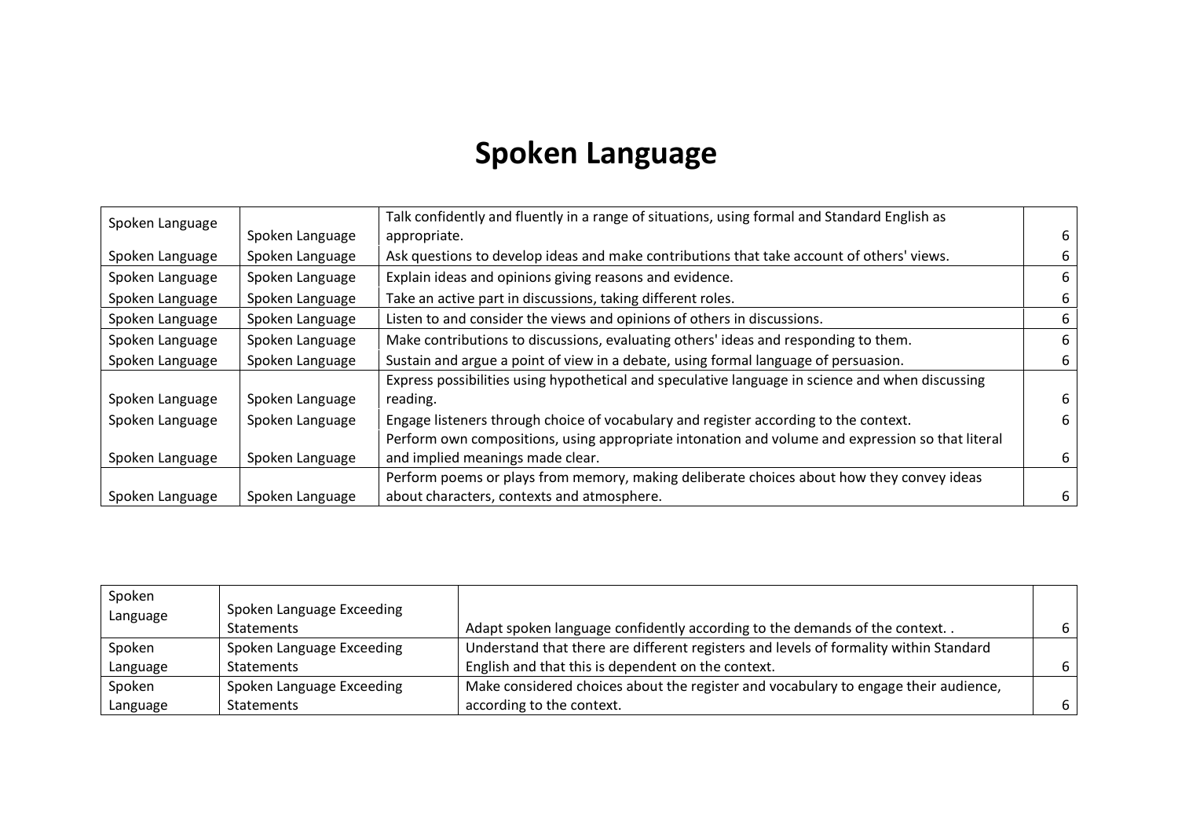# Spoken Language

| | | | |
|---|---|---|---|
| Spoken Language | Spoken Language | Talk confidently and fluently in a range of situations, using formal and Standard English as appropriate. | 6 |
| Spoken Language | Spoken Language | Ask questions to develop ideas and make contributions that take account of others' views. | 6 |
| Spoken Language | Spoken Language | Explain ideas and opinions giving reasons and evidence. | 6 |
| Spoken Language | Spoken Language | Take an active part in discussions, taking different roles. | 6 |
| Spoken Language | Spoken Language | Listen to and consider the views and opinions of others in discussions. | 6 |
| Spoken Language | Spoken Language | Make contributions to discussions, evaluating others' ideas and responding to them. | 6 |
| Spoken Language | Spoken Language | Sustain and argue a point of view in a debate, using formal language of persuasion. | 6 |
| Spoken Language | Spoken Language | Express possibilities using hypothetical and speculative language in science and when discussing reading. | 6 |
| Spoken Language | Spoken Language | Engage listeners through choice of vocabulary and register according to the context. | 6 |
| Spoken Language | Spoken Language | Perform own compositions, using appropriate intonation and volume and expression so that literal and implied meanings made clear. | 6 |
| Spoken Language | Spoken Language | Perform poems or plays from memory, making deliberate choices about how they convey ideas about characters, contexts and atmosphere. | 6 |

| | | | |
|---|---|---|---|
| Spoken Language | Spoken Language Exceeding Statements | Adapt spoken language confidently according to the demands of the context. . | 6 |
| Spoken Language | Spoken Language Exceeding Statements | Understand that there are different registers and levels of formality within Standard English and that this is dependent on the context. | 6 |
| Spoken Language | Spoken Language Exceeding Statements | Make considered choices about the register and vocabulary to engage their audience, according to the context. | 6 |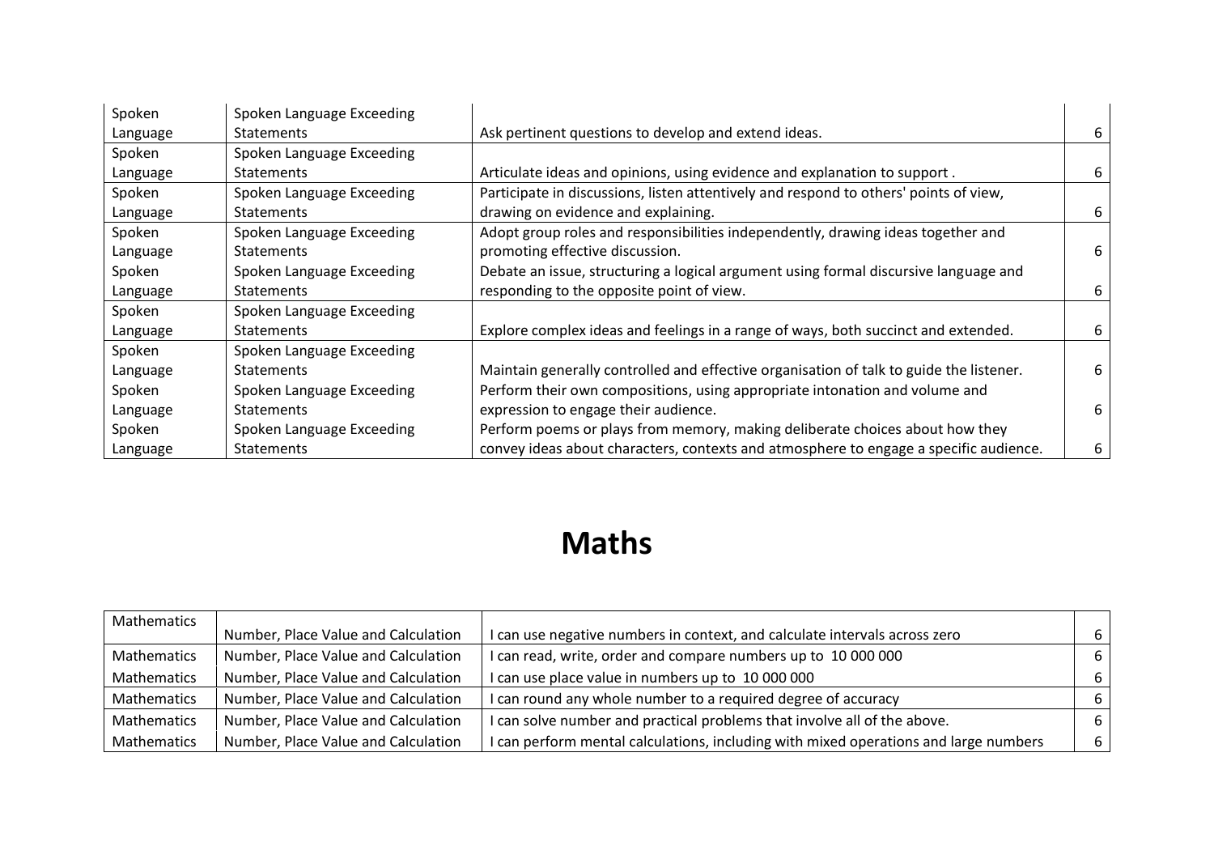| Spoken Language | Spoken Language Exceeding Statements | Ask pertinent questions to develop and extend ideas. | 6 |
|---|---|---|---|
| Spoken Language | Spoken Language Exceeding Statements | Articulate ideas and opinions, using evidence and explanation to support . | 6 |
| Spoken Language | Spoken Language Exceeding Statements | Participate in discussions, listen attentively and respond to others' points of view, drawing on evidence and explaining. | 6 |
| Spoken Language | Spoken Language Exceeding Statements | Adopt group roles and responsibilities independently, drawing ideas together and promoting effective discussion. | 6 |
| Spoken Language | Spoken Language Exceeding Statements | Debate an issue, structuring a logical argument using formal discursive language and responding to the opposite point of view. | 6 |
| Spoken Language | Spoken Language Exceeding Statements | Explore complex ideas and feelings in a range of ways, both succinct and extended. | 6 |
| Spoken Language | Spoken Language Exceeding Statements | Maintain generally controlled and effective organisation of talk to guide the listener. | 6 |
| Spoken Language | Spoken Language Exceeding Statements | Perform their own compositions, using appropriate intonation and volume and expression to engage their audience. | 6 |
| Spoken Language | Spoken Language Exceeding Statements | Perform poems or plays from memory, making deliberate choices about how they convey ideas about characters, contexts and atmosphere to engage a specific audience. | 6 |

# Maths

| Mathematics | Number, Place Value and Calculation | I can use negative numbers in context, and calculate intervals across zero | 6 |
|---|---|---|---|
| Mathematics | Number, Place Value and Calculation | I can read, write, order and compare numbers up to 10 000 000 | 6 |
| Mathematics | Number, Place Value and Calculation | I can use place value in numbers up to 10 000 000 | 6 |
| Mathematics | Number, Place Value and Calculation | I can round any whole number to a required degree of accuracy | 6 |
| Mathematics | Number, Place Value and Calculation | I can solve number and practical problems that involve all of the above. | 6 |
| Mathematics | Number, Place Value and Calculation | I can perform mental calculations, including with mixed operations and large numbers | 6 |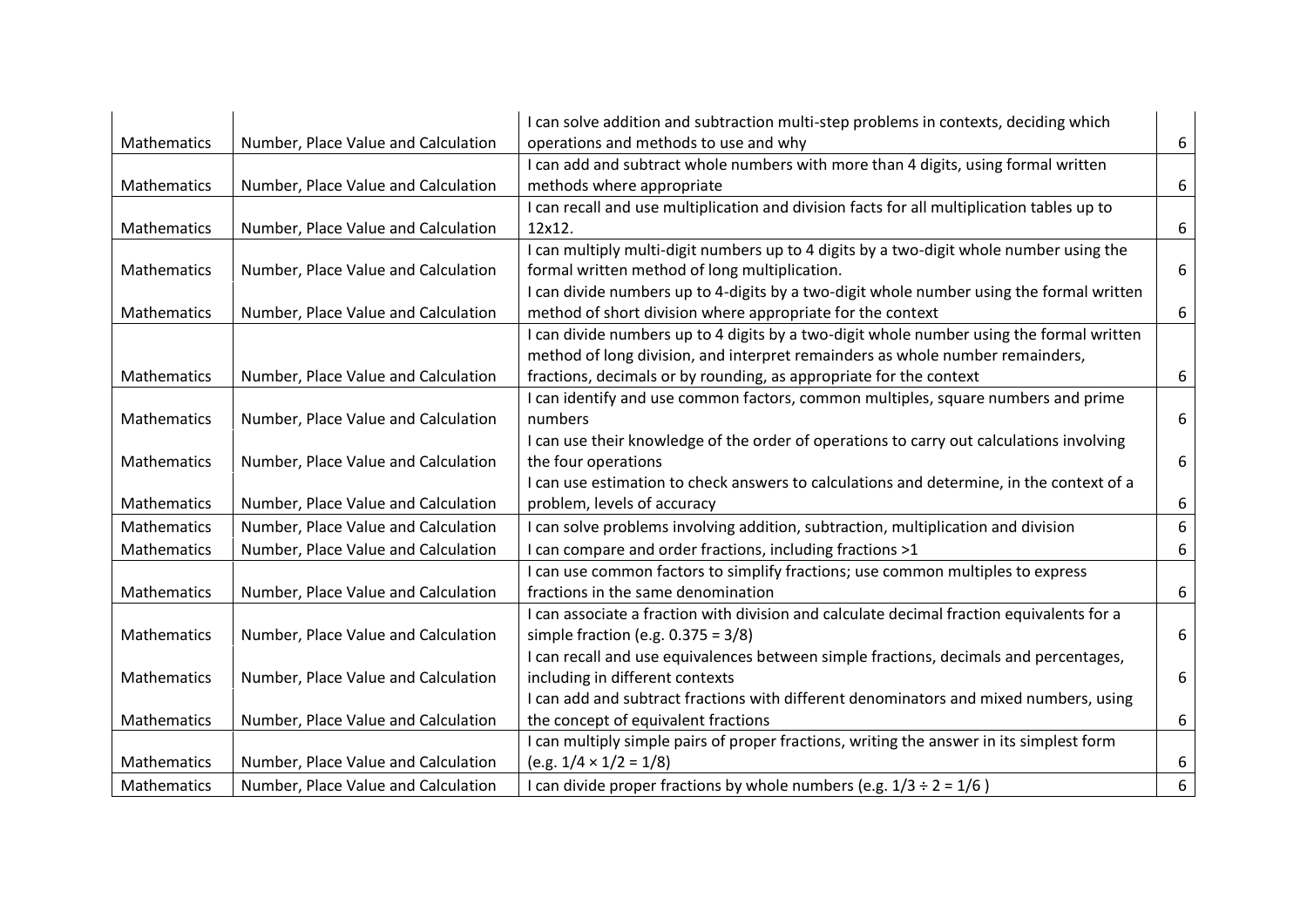| | | | |
|---|---|---|---|
| Mathematics | Number, Place Value and Calculation | I can solve addition and subtraction multi-step problems in contexts, deciding which operations and methods to use and why | 6 |
| Mathematics | Number, Place Value and Calculation | I can add and subtract whole numbers with more than 4 digits, using formal written methods where appropriate | 6 |
| Mathematics | Number, Place Value and Calculation | I can recall and use multiplication and division facts for all multiplication tables up to 12x12. | 6 |
| Mathematics | Number, Place Value and Calculation | I can multiply multi-digit numbers up to 4 digits by a two-digit whole number using the formal written method of long multiplication. | 6 |
| Mathematics | Number, Place Value and Calculation | I can divide numbers up to 4-digits by a two-digit whole number using the formal written method of short division where appropriate for the context | 6 |
| Mathematics | Number, Place Value and Calculation | I can divide numbers up to 4 digits by a two-digit whole number using the formal written method of long division, and interpret remainders as whole number remainders, fractions, decimals or by rounding, as appropriate for the context | 6 |
| Mathematics | Number, Place Value and Calculation | I can identify and use common factors, common multiples, square numbers and prime numbers | 6 |
| Mathematics | Number, Place Value and Calculation | I can use their knowledge of the order of operations to carry out calculations involving the four operations | 6 |
| Mathematics | Number, Place Value and Calculation | I can use estimation to check answers to calculations and determine, in the context of a problem, levels of accuracy | 6 |
| Mathematics | Number, Place Value and Calculation | I can solve problems involving addition, subtraction, multiplication and division | 6 |
| Mathematics | Number, Place Value and Calculation | I can compare and order fractions, including fractions >1 | 6 |
| Mathematics | Number, Place Value and Calculation | I can use common factors to simplify fractions; use common multiples to express fractions in the same denomination | 6 |
| Mathematics | Number, Place Value and Calculation | I can associate a fraction with division and calculate decimal fraction equivalents for a simple fraction (e.g. $0.375 = 3/8$) | 6 |
| Mathematics | Number, Place Value and Calculation | I can recall and use equivalences between simple fractions, decimals and percentages, including in different contexts | 6 |
| Mathematics | Number, Place Value and Calculation | I can add and subtract fractions with different denominators and mixed numbers, using the concept of equivalent fractions | 6 |
| Mathematics | Number, Place Value and Calculation | I can multiply simple pairs of proper fractions, writing the answer in its simplest form (e.g. $1/4 \times 1/2 = 1/8$) | 6 |
| Mathematics | Number, Place Value and Calculation | I can divide proper fractions by whole numbers (e.g. $1/3 \div 2 = 1/6$ ) | 6 |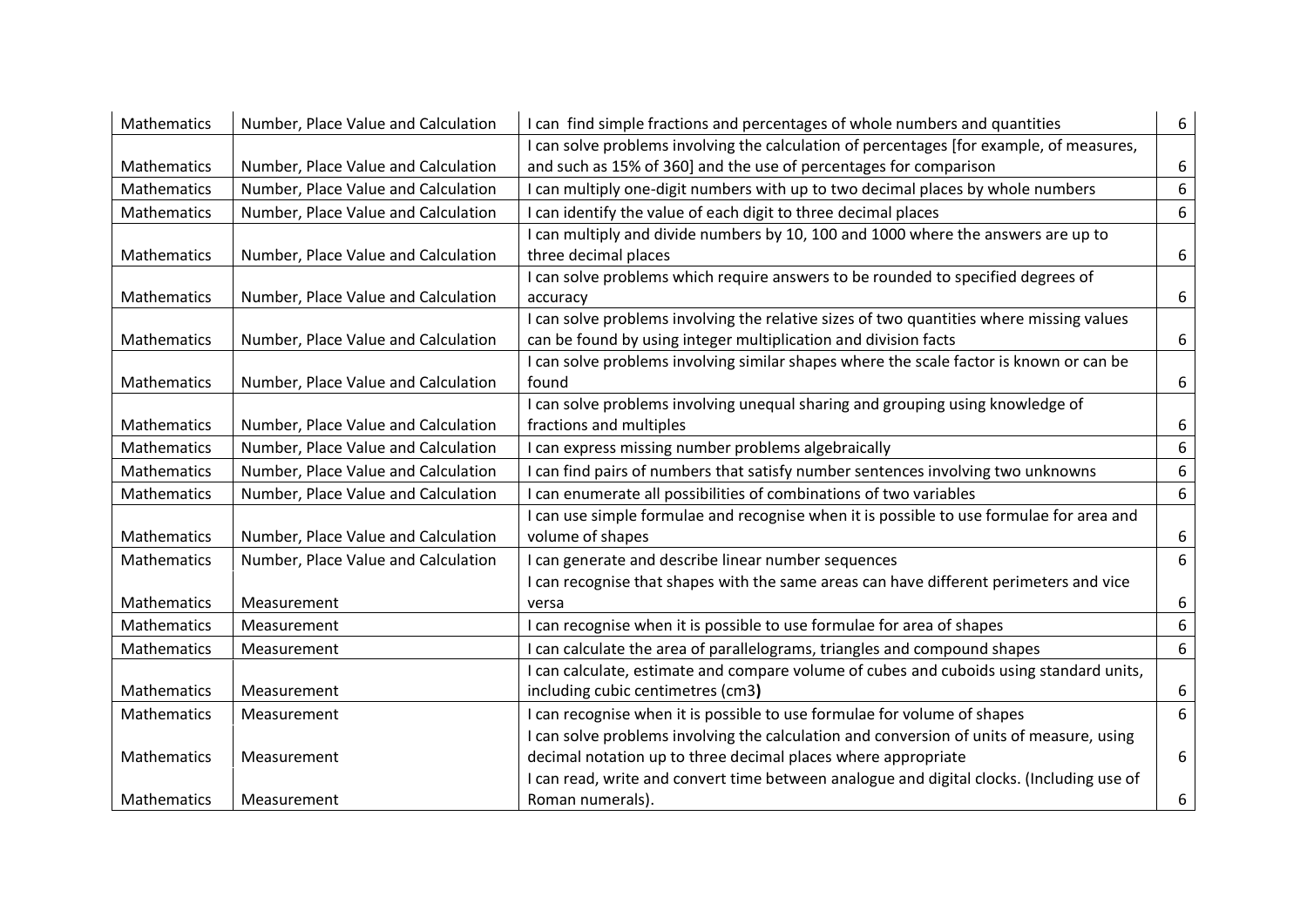| | | | |
|---|---|---|---|
| Mathematics | Number, Place Value and Calculation | I can find simple fractions and percentages of whole numbers and quantities | 6 |
| Mathematics | Number, Place Value and Calculation | I can solve problems involving the calculation of percentages [for example, of measures, and such as 15% of 360] and the use of percentages for comparison | 6 |
| Mathematics | Number, Place Value and Calculation | I can multiply one-digit numbers with up to two decimal places by whole numbers | 6 |
| Mathematics | Number, Place Value and Calculation | I can identify the value of each digit to three decimal places | 6 |
| Mathematics | Number, Place Value and Calculation | I can multiply and divide numbers by 10, 100 and 1000 where the answers are up to three decimal places | 6 |
| Mathematics | Number, Place Value and Calculation | I can solve problems which require answers to be rounded to specified degrees of accuracy | 6 |
| Mathematics | Number, Place Value and Calculation | I can solve problems involving the relative sizes of two quantities where missing values can be found by using integer multiplication and division facts | 6 |
| Mathematics | Number, Place Value and Calculation | I can solve problems involving similar shapes where the scale factor is known or can be found | 6 |
| Mathematics | Number, Place Value and Calculation | I can solve problems involving unequal sharing and grouping using knowledge of fractions and multiples | 6 |
| Mathematics | Number, Place Value and Calculation | I can express missing number problems algebraically | 6 |
| Mathematics | Number, Place Value and Calculation | I can find pairs of numbers that satisfy number sentences involving two unknowns | 6 |
| Mathematics | Number, Place Value and Calculation | I can enumerate all possibilities of combinations of two variables | 6 |
| Mathematics | Number, Place Value and Calculation | I can use simple formulae and recognise when it is possible to use formulae for area and volume of shapes | 6 |
| Mathematics | Number, Place Value and Calculation | I can generate and describe linear number sequences | 6 |
| Mathematics | Measurement | I can recognise that shapes with the same areas can have different perimeters and vice versa | 6 |
| Mathematics | Measurement | I can recognise when it is possible to use formulae for area of shapes | 6 |
| Mathematics | Measurement | I can calculate the area of parallelograms, triangles and compound shapes | 6 |
| Mathematics | Measurement | I can calculate, estimate and compare volume of cubes and cuboids using standard units, including cubic centimetres (cm3**)** | 6 |
| Mathematics | Measurement | I can recognise when it is possible to use formulae for volume of shapes | 6 |
| Mathematics | Measurement | I can solve problems involving the calculation and conversion of units of measure, using decimal notation up to three decimal places where appropriate | 6 |
| Mathematics | Measurement | I can read, write and convert time between analogue and digital clocks. (Including use of Roman numerals). | 6 |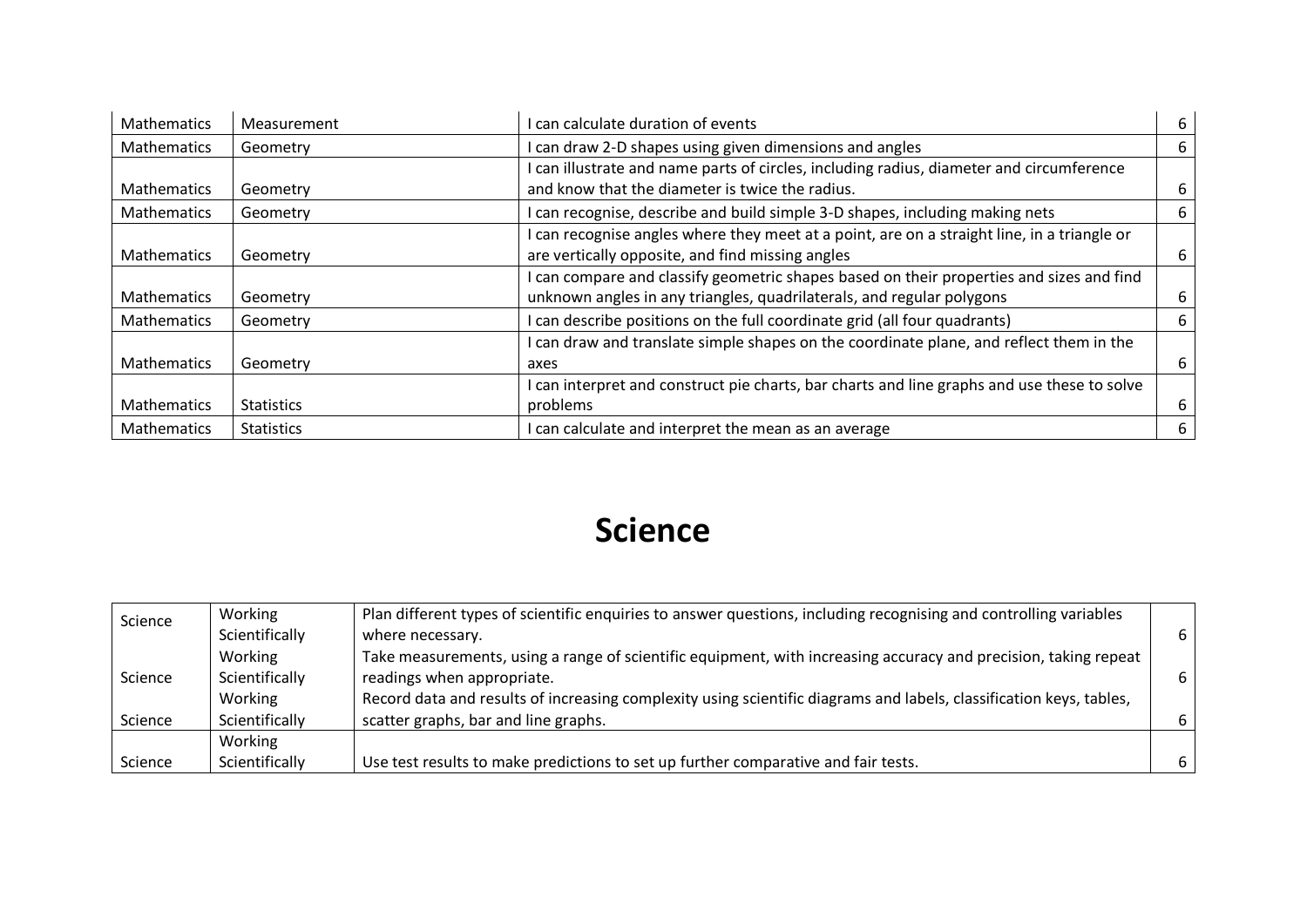| Mathematics | Measurement | I can calculate duration of events | 6 |
|---|---|---|---|
| Mathematics | Geometry | I can draw 2-D shapes using given dimensions and angles | 6 |
| Mathematics | Geometry | I can illustrate and name parts of circles, including radius, diameter and circumference and know that the diameter is twice the radius. | 6 |
| Mathematics | Geometry | I can recognise, describe and build simple 3-D shapes, including making nets | 6 |
| Mathematics | Geometry | I can recognise angles where they meet at a point, are on a straight line, in a triangle or are vertically opposite, and find missing angles | 6 |
| Mathematics | Geometry | I can compare and classify geometric shapes based on their properties and sizes and find unknown angles in any triangles, quadrilaterals, and regular polygons | 6 |
| Mathematics | Geometry | I can describe positions on the full coordinate grid (all four quadrants) | 6 |
| Mathematics | Geometry | I can draw and translate simple shapes on the coordinate plane, and reflect them in the axes | 6 |
| Mathematics | Statistics | I can interpret and construct pie charts, bar charts and line graphs and use these to solve problems | 6 |
| Mathematics | Statistics | I can calculate and interpret the mean as an average | 6 |

# Science

| Science | Working Scientifically | Plan different types of scientific enquiries to answer questions, including recognising and controlling variables where necessary. | 6 |
|---|---|---|---|
| Science | Working Scientifically | Take measurements, using a range of scientific equipment, with increasing accuracy and precision, taking repeat readings when appropriate. | 6 |
| Science | Working Scientifically | Record data and results of increasing complexity using scientific diagrams and labels, classification keys, tables, scatter graphs, bar and line graphs. | 6 |
| Science | Working Scientifically | Use test results to make predictions to set up further comparative and fair tests. | 6 |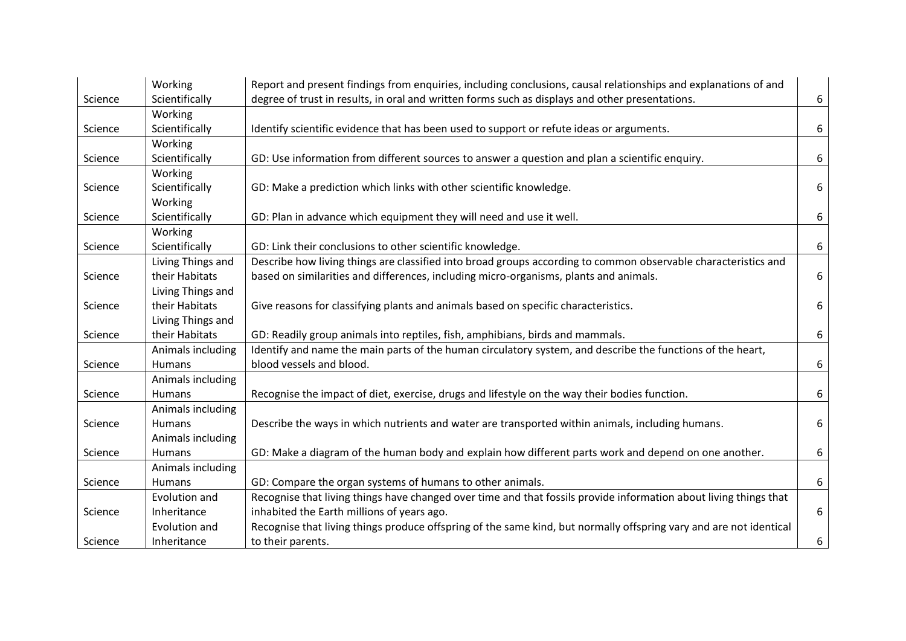| | | | |
|---|---|---|---|
| Science | Working Scientifically | Report and present findings from enquiries, including conclusions, causal relationships and explanations of and degree of trust in results, in oral and written forms such as displays and other presentations. | 6 |
| Science | Working Scientifically | Identify scientific evidence that has been used to support or refute ideas or arguments. | 6 |
| Science | Working Scientifically | GD: Use information from different sources to answer a question and plan a scientific enquiry. | 6 |
| Science | Working Scientifically | GD: Make a prediction which links with other scientific knowledge. | 6 |
| Science | Working Scientifically | GD: Plan in advance which equipment they will need and use it well. | 6 |
| Science | Working Scientifically | GD: Link their conclusions to other scientific knowledge. | 6 |
| Science | Living Things and their Habitats | Describe how living things are classified into broad groups according to common observable characteristics and based on similarities and differences, including micro-organisms, plants and animals. | 6 |
| Science | Living Things and their Habitats | Give reasons for classifying plants and animals based on specific characteristics. | 6 |
| Science | Living Things and their Habitats | GD: Readily group animals into reptiles, fish, amphibians, birds and mammals. | 6 |
| Science | Animals including Humans | Identify and name the main parts of the human circulatory system, and describe the functions of the heart, blood vessels and blood. | 6 |
| Science | Animals including Humans | Recognise the impact of diet, exercise, drugs and lifestyle on the way their bodies function. | 6 |
| Science | Animals including Humans | Describe the ways in which nutrients and water are transported within animals, including humans. | 6 |
| Science | Animals including Humans | GD: Make a diagram of the human body and explain how different parts work and depend on one another. | 6 |
| Science | Animals including Humans | GD: Compare the organ systems of humans to other animals. | 6 |
| Science | Evolution and Inheritance | Recognise that living things have changed over time and that fossils provide information about living things that inhabited the Earth millions of years ago. | 6 |
| Science | Evolution and Inheritance | Recognise that living things produce offspring of the same kind, but normally offspring vary and are not identical to their parents. | 6 |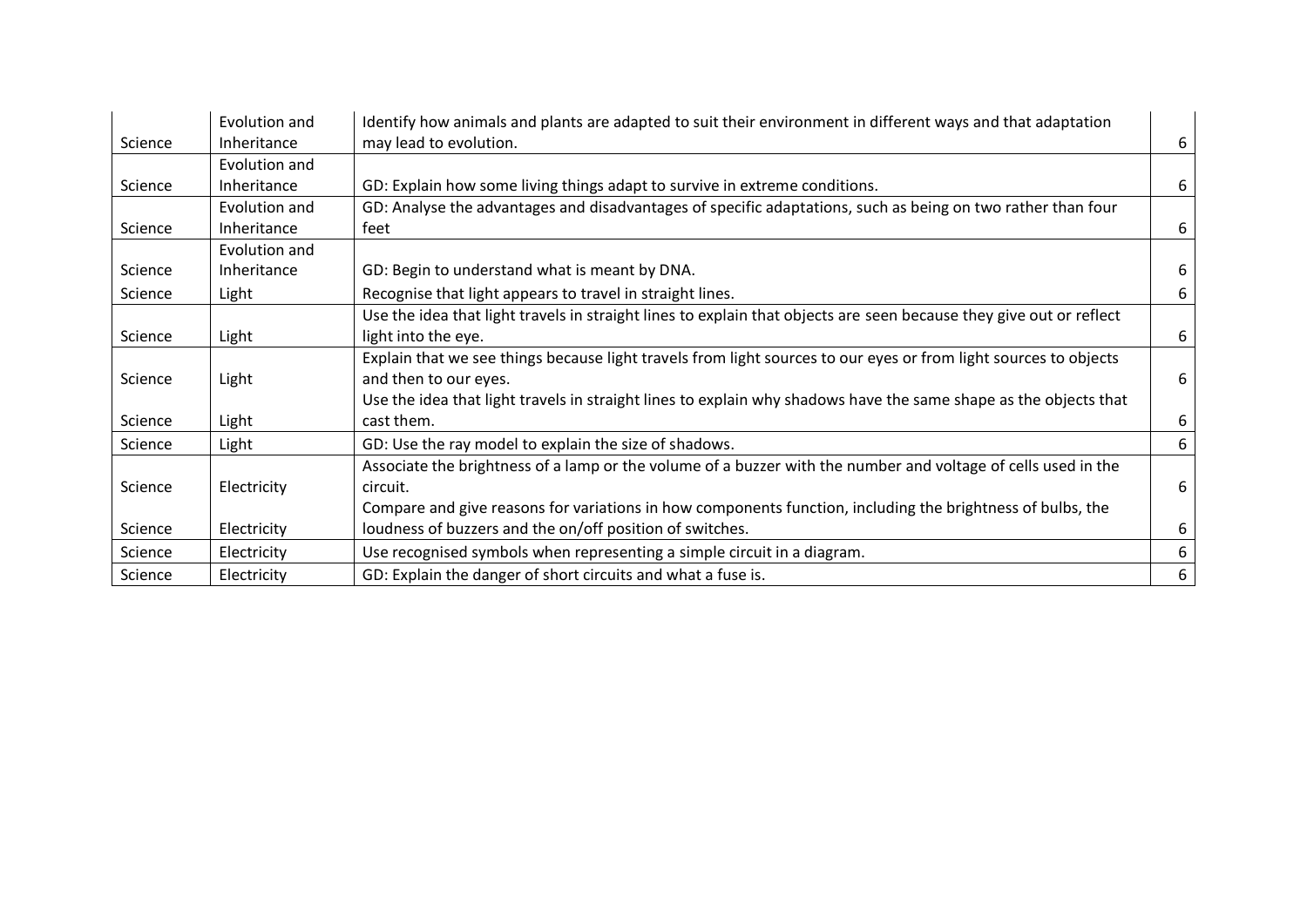| | | | |
|---|---|---|---|
| Science | Evolution and Inheritance | Identify how animals and plants are adapted to suit their environment in different ways and that adaptation may lead to evolution. | 6 |
| Science | Evolution and Inheritance | GD: Explain how some living things adapt to survive in extreme conditions. | 6 |
| Science | Evolution and Inheritance | GD: Analyse the advantages and disadvantages of specific adaptations, such as being on two rather than four feet | 6 |
| Science | Evolution and Inheritance | GD: Begin to understand what is meant by DNA. | 6 |
| Science | Light | Recognise that light appears to travel in straight lines. | 6 |
| Science | Light | Use the idea that light travels in straight lines to explain that objects are seen because they give out or reflect light into the eye. | 6 |
| Science | Light | Explain that we see things because light travels from light sources to our eyes or from light sources to objects and then to our eyes. | 6 |
| Science | Light | Use the idea that light travels in straight lines to explain why shadows have the same shape as the objects that cast them. | 6 |
| Science | Light | GD: Use the ray model to explain the size of shadows. | 6 |
| Science | Electricity | Associate the brightness of a lamp or the volume of a buzzer with the number and voltage of cells used in the circuit. | 6 |
| Science | Electricity | Compare and give reasons for variations in how components function, including the brightness of bulbs, the loudness of buzzers and the on/off position of switches. | 6 |
| Science | Electricity | Use recognised symbols when representing a simple circuit in a diagram. | 6 |
| Science | Electricity | GD: Explain the danger of short circuits and what a fuse is. | 6 |